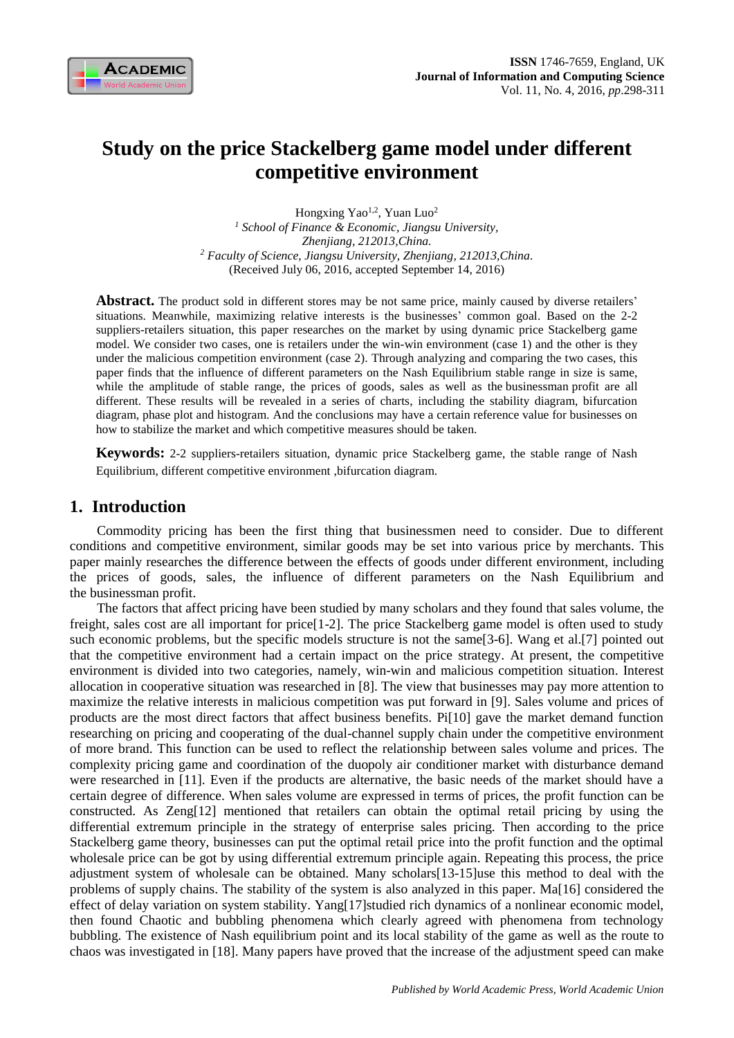# Study on the price Stackelberg game model under different competitive environment

Hongxing Yao[1,2], Yuan Luo[2]

[1] *School of Finance & Economic, Jiangsu University, Zhenjiang, 212013,China.*

[2] *Faculty of Science, Jiangsu University, Zhenjiang, 212013,China.*

(Received July 06, 2016, accepted September 14, 2016)

**Abstract.** The product sold in different stores may be not same price, mainly caused by diverse retailers' situations. Meanwhile, maximizing relative interests is the businesses' common goal. Based on the 2-2 suppliers-retailers situation, this paper researches on the market by using dynamic price Stackelberg game model. We consider two cases, one is retailers under the win-win environment (case 1) and the other is they under the malicious competition environment (case 2). Through analyzing and comparing the two cases, this paper finds that the influence of different parameters on the Nash Equilibrium stable range in size is same, while the amplitude of stable range, the prices of goods, sales as well as the businessman profit are all different. These results will be revealed in a series of charts, including the stability diagram, bifurcation diagram, phase plot and histogram. And the conclusions may have a certain reference value for businesses on how to stabilize the market and which competitive measures should be taken.

**Keywords:** 2-2 suppliers-retailers situation, dynamic price Stackelberg game, the stable range of Nash Equilibrium, different competitive environment ,bifurcation diagram.

## 1. Introduction

Commodity pricing has been the first thing that businessmen need to consider. Due to different conditions and competitive environment, similar goods may be set into various price by merchants. This paper mainly researches the difference between the effects of goods under different environment, including the prices of goods, sales, the influence of different parameters on the Nash Equilibrium and the businessman profit.

The factors that affect pricing have been studied by many scholars and they found that sales volume, the freight, sales cost are all important for price[1-2]. The price Stackelberg game model is often used to study such economic problems, but the specific models structure is not the same[3-6]. Wang et al.[7] pointed out that the competitive environment had a certain impact on the price strategy. At present, the competitive environment is divided into two categories, namely, win-win and malicious competition situation. Interest allocation in cooperative situation was researched in [8]. The view that businesses may pay more attention to maximize the relative interests in malicious competition was put forward in [9]. Sales volume and prices of products are the most direct factors that affect business benefits. Pi[10] gave the market demand function researching on pricing and cooperating of the dual-channel supply chain under the competitive environment of more brand. This function can be used to reflect the relationship between sales volume and prices. The complexity pricing game and coordination of the duopoly air conditioner market with disturbance demand were researched in [11]. Even if the products are alternative, the basic needs of the market should have a certain degree of difference. When sales volume are expressed in terms of prices, the profit function can be constructed. As Zeng[12] mentioned that retailers can obtain the optimal retail pricing by using the differential extremum principle in the strategy of enterprise sales pricing. Then according to the price Stackelberg game theory, businesses can put the optimal retail price into the profit function and the optimal wholesale price can be got by using differential extremum principle again. Repeating this process, the price adjustment system of wholesale can be obtained. Many scholars[13-15]use this method to deal with the problems of supply chains. The stability of the system is also analyzed in this paper. Ma[16] considered the effect of delay variation on system stability. Yang[17]studied rich dynamics of a nonlinear economic model, then found Chaotic and bubbling phenomena which clearly agreed with phenomena from technology bubbling. The existence of Nash equilibrium point and its local stability of the game as well as the route to chaos was investigated in [18]. Many papers have proved that the increase of the adjustment speed can make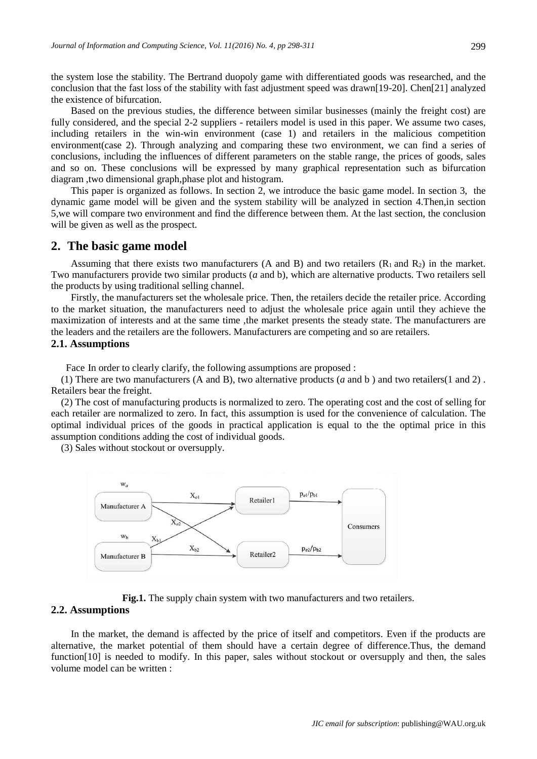the system lose the stability. The Bertrand duopoly game with differentiated goods was researched, and the conclusion that the fast loss of the stability with fast adjustment speed was drawn[19-20]. Chen[21] analyzed the existence of bifurcation.

Based on the previous studies, the difference between similar businesses (mainly the freight cost) are fully considered, and the special 2-2 suppliers - retailers model is used in this paper. We assume two cases, including retailers in the win-win environment (case 1) and retailers in the malicious competition environment(case 2). Through analyzing and comparing these two environment, we can find a series of conclusions, including the influences of different parameters on the stable range, the prices of goods, sales and so on. These conclusions will be expressed by many graphical representation such as bifurcation diagram ,two dimensional graph,phase plot and histogram.

This paper is organized as follows. In section 2, we introduce the basic game model. In section 3, the dynamic game model will be given and the system stability will be analyzed in section 4.Then,in section 5,we will compare two environment and find the difference between them. At the last section, the conclusion will be given as well as the prospect.

## 2. The basic game model

Assuming that there exists two manufacturers (A and B) and two retailers ($R_1$ and $R_2$) in the market. Two manufacturers provide two similar products (*a* and b), which are alternative products. Two retailers sell the products by using traditional selling channel.

Firstly, the manufacturers set the wholesale price. Then, the retailers decide the retailer price. According to the market situation, the manufacturers need to adjust the wholesale price again until they achieve the maximization of interests and at the same time ,the market presents the steady state. The manufacturers are the leaders and the retailers are the followers. Manufacturers are competing and so are retailers.

### 2.1. Assumptions

Face In order to clearly clarify, the following assumptions are proposed :

(1) There are two manufacturers (A and B), two alternative products (*a* and b ) and two retailers(1 and 2) . Retailers bear the freight.

(2) The cost of manufacturing products is normalized to zero. The operating cost and the cost of selling for each retailer are normalized to zero. In fact, this assumption is used for the convenience of calculation. The optimal individual prices of the goods in practical application is equal to the the optimal price in this assumption conditions adding the cost of individual goods.

(3) Sales without stockout or oversupply.

**Fig.1.** The supply chain system with two manufacturers and two retailers.

### 2.2. Assumptions

In the market, the demand is affected by the price of itself and competitors. Even if the products are alternative, the market potential of them should have a certain degree of difference.Thus, the demand function[10] is needed to modify. In this paper, sales without stockout or oversupply and then, the sales volume model can be written :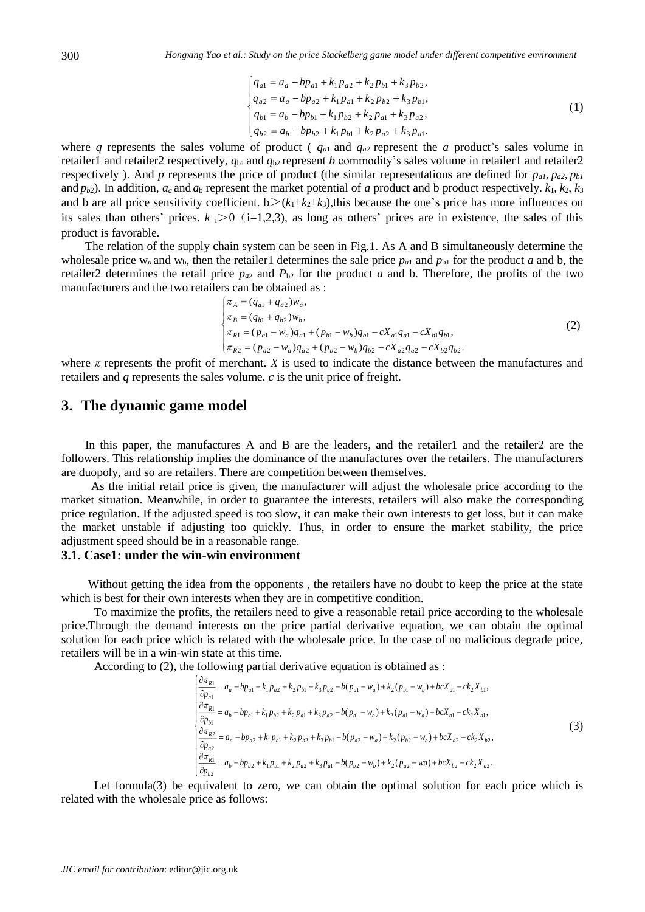$$
\begin{cases}
q_{a1} = a_a - bp_{a1} + k_1 p_{a2} + k_2 p_{b1} + k_3 p_{b2}, \\
q_{a2} = a_a - bp_{a2} + k_1 p_{a1} + k_2 p_{b2} + k_3 p_{b1}, \\
q_{b1} = a_b - bp_{b1} + k_1 p_{b2} + k_2 p_{a1} + k_3 p_{a2}, \\
q_{b2} = a_b - bp_{b2} + k_1 p_{b1} + k_2 p_{a2} + k_3 p_{a1}.
\end{cases}
\tag{1}
$$

where $q$ represents the sales volume of product ( $q_{a1}$ and $q_{a2}$ represent the $a$ product's sales volume in retailer1 and retailer2 respectively, $q_{b1}$ and $q_{b2}$ represent $b$ commodity's sales volume in retailer1 and retailer2 respectively ). And $p$ represents the price of product (the similar representations are defined for $p_{a1}$, $p_{a2}$, $p_{b1}$ and $p_{b2}$). In addition, $a_a$ and $a_b$ represent the market potential of $a$ product and b product respectively. $k_1$, $k_2$, $k_3$ and b are all price sensitivity coefficient. $b > (k_1+k_2+k_3)$,this because the one's price has more influences on its sales than others' prices. $k_i > 0$（i=1,2,3), as long as others' prices are in existence, the sales of this product is favorable.

The relation of the supply chain system can be seen in Fig.1. As A and B simultaneously determine the wholesale price $w_a$ and $w_b$, then the retailer1 determines the sale price $p_{a1}$ and $p_{b1}$ for the product $a$ and b, the retailer2 determines the retail price $p_{a2}$ and $P_{b2}$ for the product $a$ and b. Therefore, the profits of the two manufacturers and the two retailers can be obtained as :

$$
\begin{cases}
\pi_A = (q_{a1} + q_{a2}) w_a, \\
\pi_B = (q_{b1} + q_{b2}) w_b, \\
\pi_{R1} = (p_{a1} - w_a) q_{a1} + (p_{b1} - w_b) q_{b1} - cX_{a1} q_{a1} - cX_{b1} q_{b1}, \\
\pi_{R2} = (p_{a2} - w_a) q_{a2} + (p_{b2} - w_b) q_{b2} - cX_{a2} q_{a2} - cX_{b2} q_{b2}.
\end{cases}
\tag{2}
$$

where $\pi$ represents the profit of merchant. $X$ is used to indicate the distance between the manufactures and retailers and $q$ represents the sales volume. $c$ is the unit price of freight.

## 3. The dynamic game model

In this paper, the manufactures A and B are the leaders, and the retailer1 and the retailer2 are the followers. This relationship implies the dominance of the manufactures over the retailers. The manufacturers are duopoly, and so are retailers. There are competition between themselves.

As the initial retail price is given, the manufacturer will adjust the wholesale price according to the market situation. Meanwhile, in order to guarantee the interests, retailers will also make the corresponding price regulation. If the adjusted speed is too slow, it can make their own interests to get loss, but it can make the market unstable if adjusting too quickly. Thus, in order to ensure the market stability, the price adjustment speed should be in a reasonable range.

### 3.1. Case1: under the win-win environment

Without getting the idea from the opponents , the retailers have no doubt to keep the price at the state which is best for their own interests when they are in competitive condition.

To maximize the profits, the retailers need to give a reasonable retail price according to the wholesale price.Through the demand interests on the price partial derivative equation, we can obtain the optimal solution for each price which is related with the wholesale price. In the case of no malicious degrade price, retailers will be in a win-win state at this time.

According to (2), the following partial derivative equation is obtained as :

$$
\begin{cases}
\dfrac{\partial \pi_{R1}}{\partial p_{a1}} = a_a - bp_{a1} + k_1 p_{a2} + k_2 p_{b1} + k_3 p_{b2} - b(p_{a1} - w_a) + k_2(p_{b1} - w_b) + bcX_{a1} - ck_2 X_{b1}, \\
\dfrac{\partial \pi_{R1}}{\partial p_{b1}} = a_b - bp_{b1} + k_1 p_{b2} + k_2 p_{a1} + k_3 p_{a2} - b(p_{b1} - w_b) + k_2(p_{a1} - w_a) + bcX_{b1} - ck_2 X_{a1}, \\
\dfrac{\partial \pi_{R2}}{\partial p_{a2}} = a_a - bp_{a2} + k_1 p_{a1} + k_2 p_{b2} + k_3 p_{b1} - b(p_{a2} - w_a) + k_2(p_{b2} - w_b) + bcX_{a2} - ck_2 X_{b2}, \\
\dfrac{\partial \pi_{R1}}{\partial p_{b2}} = a_b - bp_{b2} + k_1 p_{b1} + k_2 p_{a2} + k_3 p_{a1} - b(p_{b2} - w_b) + k_2(p_{a2} - wa) + bcX_{b2} - ck_2 X_{a2}.
\end{cases}
\tag{3}
$$

Let formula(3) be equivalent to zero, we can obtain the optimal solution for each price which is related with the wholesale price as follows: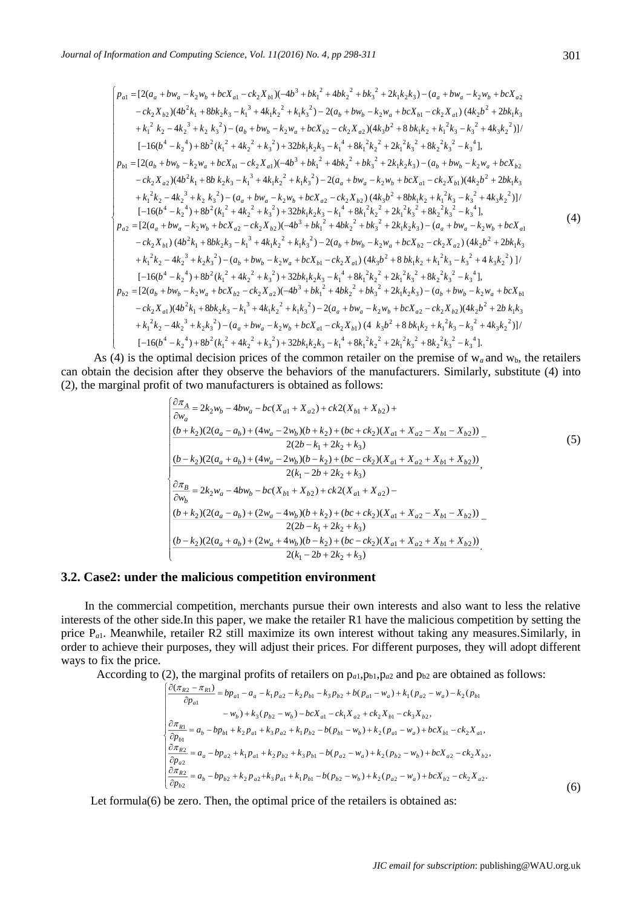$$
\begin{cases}
p_{a1} = [2(a_a + bw_a - k_2 w_b + bcX_{a1} - ck_2 X_{b1})(-4b^3 + bk_1^{\,2} + 4bk_2^{\,2} + bk_3^{\,2} + 2k_1k_2k_3) - (a_a + bw_a - k_2 w_b + bcX_{a2} \\
\quad - ck_2 X_{b2})(4b^2 k_1 + 8bk_2k_3 - k_1^{\,3} + 4k_1k_2^{\,2} + k_1k_3^{\,2}) - 2(a_b + bw_b - k_2 w_a + bcX_{b1} - ck_2 X_{a1})(4k_2 b^2 + 2bk_1k_3 \\
\quad + k_1^{\,2} k_2 - 4k_2^{\,3} + k_2 k_3^{\,2}) - (a_b + bw_b - k_2 w_a + bcX_{b2} - ck_2 X_{a2})(4k_3 b^2 + 8bk_1k_2 + k_1^{\,2}k_3 - k_3^{\,2} + 4k_3k_2^{\,2})] / \\
\quad [-16(b^4 - k_2^{\,4}) + 8b^2(k_1^{\,2} + 4k_2^{\,2} + k_3^{\,2}) + 32bk_1k_2k_3 - k_1^{\,4} + 8k_1^{\,2}k_2^{\,2} + 2k_1^{\,2}k_3^{\,2} + 8k_2^{\,2}k_3^{\,2} - k_3^{\,4}], \\
p_{b1} = [2(a_b + bw_b - k_2 w_a + bcX_{b1} - ck_2 X_{a1})(-4b^3 + bk_1^{\,2} + 4bk_2^{\,2} + bk_3^{\,2} + 2k_1k_2k_3) - (a_b + bw_b - k_2 w_a + bcX_{b2} \\
\quad - ck_2 X_{a2})(4b^2 k_1 + 8b\, k_2k_3 - k_1^{\,3} + 4k_1k_2^{\,2} + k_1k_3^{\,2}) - 2(a_a + bw_a - k_2 w_b + bcX_{a1} - ck_2 X_{b1})(4k_2 b^2 + 2bk_1k_3 \\
\quad + k_1^{\,2}k_2 - 4k_2^{\,3} + k_2\, k_3^{\,2}) - (a_a + bw_a - k_2 w_b + bcX_{a2} - ck_2 X_{b2})(4k_3 b^2 + 8bk_1k_2 + k_1^{\,2}k_3 - k_3^{\,2} + 4k_3k_2^{\,2})] / \\
\quad [-16(b^4 - k_2^{\,4}) + 8b^2(k_1^{\,2} + 4k_2^{\,2} + k_3^{\,2}) + 32bk_1k_2k_3 - k_1^{\,4} + 8k_1^{\,2}k_2^{\,2} + 2k_1^{\,2}k_3^{\,2} + 8k_2^{\,2}k_3^{\,2} - k_3^{\,4}], \\
p_{a2} = [2(a_a + bw_a - k_2 w_b + bcX_{a2} - ck_2 X_{b2})(-4b^3 + bk_1^{\,2} + 4bk_2^{\,2} + bk_3^{\,2} + 2k_1k_2k_3) - (a_a + bw_a - k_2 w_b + bcX_{a1} \\
\quad - ck_2 X_{b1})(4b^2 k_1 + 8bk_2k_3 - k_1^{\,3} + 4k_1k_2^{\,2} + k_1k_3^{\,2}) - 2(a_b + bw_b - k_2 w_a + bcX_{b2} - ck_2 X_{a2})(4k_2 b^2 + 2bk_1k_3 \\
\quad + k_1^{\,2}k_2 - 4k_2^{\,3} + k_2k_3^{\,2}) - (a_b + bw_b - k_2 w_a + bcX_{b1} - ck_2 X_{a1})(4\, k_3 b^2 + 8\, bk_1k_2 + k_1^{\,2}k_3 - k_3^{\,2} + 4\, k_3k_2^{\,2})] / \\
\quad [-16(b^4 - k_2^{\,4}) + 8b^2(k_1^{\,2} + 4k_2^{\,2} + k_3^{\,2}) + 32bk_1k_2k_3 - k_1^{\,4} + 8k_1^{\,2}k_2^{\,2} + 2k_1^{\,2}k_3^{\,2} + 8k_2^{\,2}k_3^{\,2} - k_3^{\,4}], \\
p_{b2} = [2(a_b + bw_b - k_2 w_a + bcX_{b2} - ck_2 X_{a2})(-4b^3 + bk_1^{\,2} + 4bk_2^{\,2} + bk_3^{\,2} + 2k_1k_2k_3) - (a_b + bw_b - k_2 w_a + bcX_{b1} \\
\quad - ck_2 X_{a1})(4b^2 k_1 + 8bk_2k_3 - k_1^{\,3} + 4k_1k_2^{\,2} + k_1k_3^{\,2}) - 2(a_a + bw_a - k_2 w_b + bcX_{a2} - ck_2 X_{b2})(4k_2 b^2 + 2b\, k_1k_3 \\
\quad + k_1^{\,2}k_2 - 4k_2^{\,3} + k_2k_3^{\,2}) - (a_a + bw_a - k_2 w_b + bcX_{a1} - ck_2 X_{b1})(4\, k_3 b^2 + 8\, bk_1k_2 + k_1^{\,2}k_3 - k_3^{\,2} + 4k_3k_2^{\,2})] / \\
\quad [-16(b^4 - k_2^{\,4}) + 8b^2(k_1^{\,2} + 4k_2^{\,2} + k_3^{\,2}) + 32bk_1k_2k_3 - k_1^{\,4} + 8k_1^{\,2}k_2^{\,2} + 2k_1^{\,2}k_3^{\,2} + 8k_2^{\,2}k_3^{\,2} - k_3^{\,4}].
\end{cases}
\tag{4}
$$

As (4) is the optimal decision prices of the common retailer on the premise of $w_a$ and $w_b$, the retailers can obtain the decision after they observe the behaviors of the manufacturers. Similarly, substitute (4) into (2), the marginal profit of two manufacturers is obtained as follows:

$$
\begin{cases}
\dfrac{\partial \pi_A}{\partial w_a} = 2k_2 w_b - 4bw_a - bc(X_{a1} + X_{a2}) + ck2(X_{b1} + X_{b2}) + \\
\dfrac{(b + k_2)(2(a_a - a_b) + (4w_a - 2w_b)(b + k_2) + (bc + ck_2)(X_{a1} + X_{a2} - X_{b1} - X_{b2}))}{2(2b - k_1 + 2k_2 + k_3)} - \\
\dfrac{(b - k_2)(2(a_a + a_b) + (4w_a - 2w_b)(b - k_2) + (bc - ck_2)(X_{a1} + X_{a2} + X_{b1} + X_{b2}))}{2(k_1 - 2b + 2k_2 + k_3)}, \\
\dfrac{\partial \pi_B}{\partial w_b} = 2k_2 w_a - 4bw_b - bc(X_{b1} + X_{b2}) + ck2(X_{a1} + X_{a2}) - \\
\dfrac{(b + k_2)(2(a_a - a_b) + (2w_a - 4w_b)(b + k_2) + (bc + ck_2)(X_{a1} + X_{a2} - X_{b1} - X_{b2}))}{2(2b - k_1 + 2k_2 + k_3)} - \\
\dfrac{(b - k_2)(2(a_a + a_b) + (2w_a + 4w_b)(b - k_2) + (bc - ck_2)(X_{a1} + X_{a2} + X_{b1} + X_{b2}))}{2(k_1 - 2b + 2k_2 + k_3)}.
\end{cases}
\tag{5}
$$

### 3.2. Case2: under the malicious competition environment

In the commercial competition, merchants pursue their own interests and also want to less the relative interests of the other side.In this paper, we make the retailer R1 have the malicious competition by setting the price $P_{a1}$. Meanwhile, retailer R2 still maximize its own interest without taking any measures.Similarly, in order to achieve their purposes, they will adjust their prices. For different purposes, they will adopt different ways to fix the price.

According to (2), the marginal profits of retailers on $p_{a1}$,$p_{b1}$,$p_{a2}$ and $p_{b2}$ are obtained as follows:

$$
\begin{cases}
\dfrac{\partial(\pi_{R2} - \pi_{R1})}{\partial p_{a1}} = bp_{a1} - a_a - k_1 p_{a2} - k_2 p_{b1} - k_3 p_{b2} + b(p_{a1} - w_a) + k_1(p_{a2} - w_a) - k_2(p_{b1} \\
\quad - w_b) + k_3(p_{b2} - w_b) - bcX_{a1} - ck_1 X_{a2} + ck_2 X_{b1} - ck_3 X_{b2}, \\
\dfrac{\partial \pi_{R1}}{\partial p_{b1}} = a_b - bp_{b1} + k_2 p_{a1} + k_3 p_{a2} + k_1 p_{b2} - b(p_{b1} - w_b) + k_2(p_{a1} - w_a) + bcX_{b1} - ck_2 X_{a1}, \\
\dfrac{\partial \pi_{R2}}{\partial p_{a2}} = a_a - bp_{a2} + k_1 p_{a1} + k_2 p_{b2} + k_3 p_{b1} - b(p_{a2} - w_a) + k_2(p_{b2} - w_b) + bcX_{a2} - ck_2 X_{b2}, \\
\dfrac{\partial \pi_{R2}}{\partial p_{b2}} = a_b - bp_{b2} + k_2 p_{a2} + k_3 p_{a1} + k_1 p_{b1} - b(p_{b2} - w_b) + k_2(p_{a2} - w_a) + bcX_{b2} - ck_2 X_{a2}.
\end{cases}
\tag{6}
$$

Let formula(6) be zero. Then, the optimal price of the retailers is obtained as: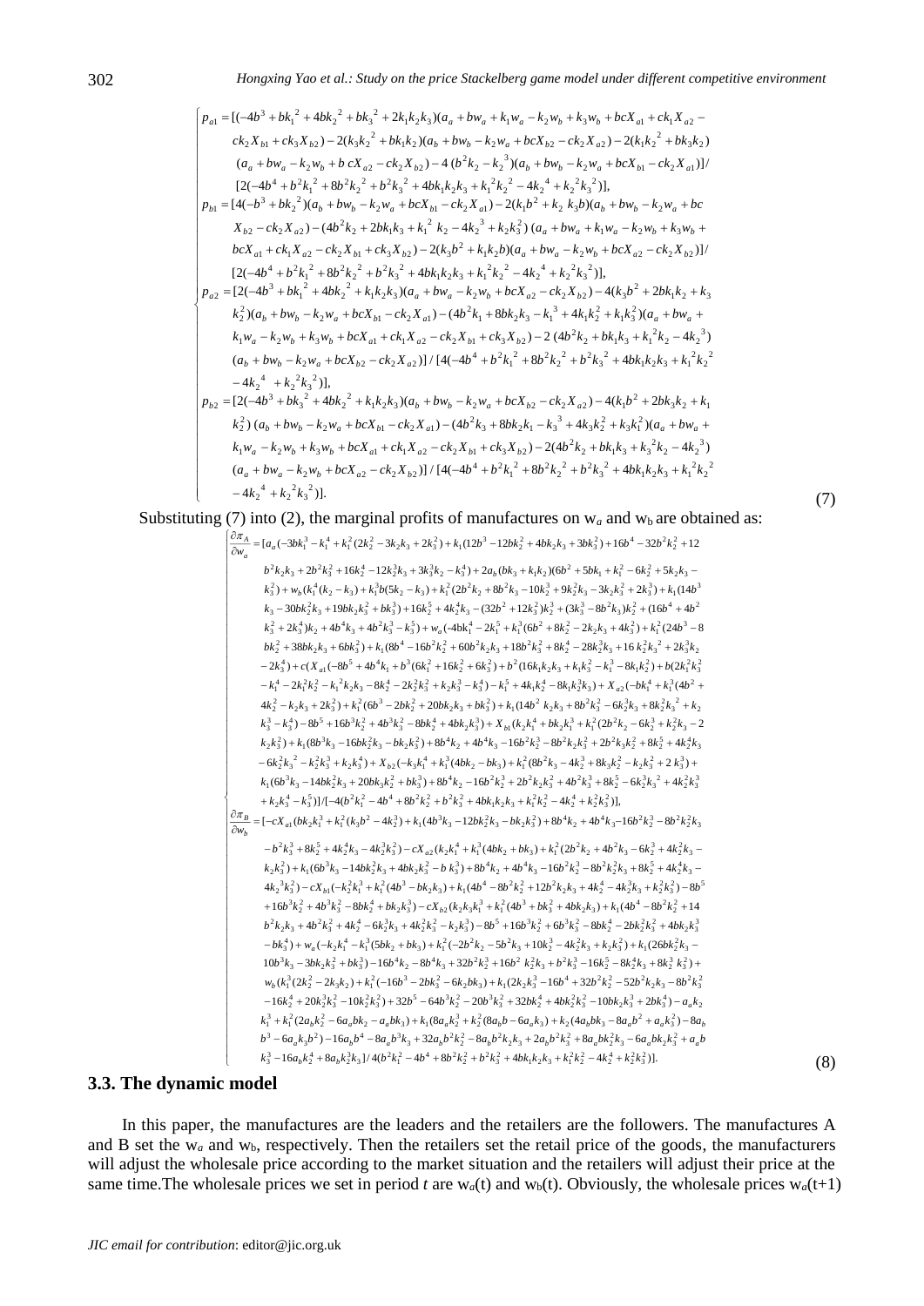$$
\begin{cases}
p_{a1} = [(-4b^3 + bk_1^2 + 4bk_2^2 + bk_3^2 + 2k_1k_2k_3)(a_a + bw_a + k_1w_a - k_2w_b + k_3w_b + bcX_{a1} + ck_1X_{a2} - \\
\quad ck_2X_{b1} + ck_3X_{b2}) - 2(k_3k_2^2 + bk_1k_2)(a_b + bw_b - k_2w_a + bcX_{b2} - ck_2X_{a2}) - 2(k_1k_2^2 + bk_3k_2) \\
\quad (a_a + bw_a - k_2w_b + b\,cX_{a2} - ck_2X_{b2}) - 4\,(b^2k_2 - k_2^3)(a_b + bw_b - k_2w_a + bcX_{b1} - ck_2X_{a1})]/ \\
\quad [2(-4b^4 + b^2k_1^2 + 8b^2k_2^2 + b^2k_3^2 + 4bk_1k_2k_3 + k_1^2k_2^2 - 4k_2^4 + k_2^2k_3^2)], \\
p_{b1} = [4(-b^3 + bk_2^2)(a_b + bw_b - k_2w_a + bcX_{b1} - ck_2X_{a1}) - 2(k_1b^2 + k_2\,k_3b)(a_b + bw_b - k_2w_a + bc \\
\quad X_{b2} - ck_2X_{a2}) - (4b^2k_2 + 2bk_1k_3 + k_1^2\,k_2 - 4k_2^3 + k_2k_3^2)\,(a_a + bw_a + k_1w_a - k_2w_b + k_3w_b + \\
\quad bcX_{a1} + ck_1X_{a2} - ck_2X_{b1} + ck_3X_{b2}) - 2(k_3b^2 + k_1k_2b)(a_a + bw_a - k_2w_b + bcX_{a2} - ck_2X_{b2})]/ \\
\quad [2(-4b^4 + b^2k_1^2 + 8b^2k_2^2 + b^2k_3^2 + 4bk_1k_2k_3 + k_1^2k_2^2 - 4k_2^4 + k_2^2k_3^2)], \\
p_{a2} = [2(-4b^3 + bk_1^2 + 4bk_2^2 + k_1k_2k_3)(a_a + bw_a - k_2w_b + bcX_{a2} - ck_2X_{b2}) - 4(k_3b^2 + 2bk_1k_2 + k_3 \\
\quad k_2^2)(a_b + bw_b - k_2w_a + bcX_{b1} - ck_2X_{a1}) - (4b^2k_1 + 8bk_2k_3 - k_1^3 + 4k_1k_2^2 + k_1k_3^2)(a_a + bw_a + \\
\quad k_1w_a - k_2w_b + k_3w_b + bcX_{a1} + ck_1X_{a2} - ck_2X_{b1} + ck_3X_{b2}) - 2\,(4b^2k_2 + bk_1k_3 + k_1^2k_2 - 4k_2^3) \\
\quad (a_b + bw_b - k_2w_a + bcX_{b2} - ck_2X_{a2})] / [4(-4b^4 + b^2k_1^2 + 8b^2k_2^2 + b^2k_3^2 + 4bk_1k_2k_3 + k_1^2k_2^2 \\
\quad - 4k_2^4 + k_2^2k_3^2)], \\
p_{b2} = [2(-4b^3 + bk_3^2 + 4bk_2^2 + k_1k_2k_3)(a_b + bw_b - k_2w_a + bcX_{b2} - ck_2X_{a2}) - 4(k_1b^2 + 2bk_3k_2 + k_1 \\
\quad k_2^2)\,(a_b + bw_b - k_2w_a + bcX_{b1} - ck_2X_{a1}) - (4b^2k_3 + 8bk_2k_1 - k_3^3 + 4k_3k_2^2 + k_3k_1^2)(a_a + bw_a + \\
\quad k_1w_a - k_2w_b + k_3w_b + bcX_{a1} + ck_1X_{a2} - ck_2X_{b1} + ck_3X_{b2}) - 2(4b^2k_2 + bk_1k_3 + k_3^2k_2 - 4k_2^3) \\
\quad (a_a + bw_a - k_2w_b + bcX_{a2} - ck_2X_{b2})] / [4(-4b^4 + b^2k_1^2 + 8b^2k_2^2 + b^2k_3^2 + 4bk_1k_2k_3 + k_1^2k_2^2 \\
\quad - 4k_2^4 + k_2^2k_3^2)].
\end{cases}
\tag{7}
$$

Substituting (7) into (2), the marginal profits of manufactures on $w_a$ and $w_b$ are obtained as:

$$
\begin{cases}
\dfrac{\partial \pi_A}{\partial w_a} = [a_a(-3bk_1^3 - k_1^4 + k_1^2(2k_2^2 - 3k_2k_3 + 2k_3^2) + k_1(12b^3 - 12bk_2^2 + 4bk_2k_3 + 3bk_3^2) + 16b^4 - 32b^2k_2^2 + 12 \\
\quad b^2k_2k_3 + 2b^2k_3^2 + 16k_2^4 - 12k_2^3k_3 + 3k_3^3k_2 - k_3^4) + 2a_b(bk_3 + k_1k_2)(6b^2 + 5bk_1 + k_1^2 - 6k_2^2 + 5k_2k_3 - \\
\quad k_3^2) + w_b(k_1^4(k_2 - k_3) + k_1^3b(5k_2 - k_3) + k_1^2(2b^2k_2 + 8b^2k_3 - 10k_2^3 + 9k_2^2k_3 - 3k_2k_3^2 + 2k_3^3) + k_1(14b^3 \\
\quad k_3 - 30bk_2^2k_3 + 19bk_2k_3^2 + bk_3^3) + 16k_2^5 + 4k_2^4k_3 - (32b^2 + 12k_3^2)k_2^3 + (3k_3^3 - 8b^2k_3)k_2^2 + (16b^4 + 4b^2 \\
\quad k_3^2 + 2k_3^4)k_2 + 4b^4k_3 + 4b^2k_3^3 - k_3^5) + w_a(-4bk_1^4 - 2k_1^5 + k_1^3(6b^2 + 8k_2^2 - 2k_2k_3 + 4k_3^2) + k_1^2(24b^3 - 8 \\
\quad bk_2^2 + 38bk_2k_3 + 6bk_3^2) + k_1(8b^4 - 16b^2k_2^2 + 60b^2k_2k_3 + 18b^2k_3^2 + 8k_2^4 - 28k_2^3k_3 + 16\,k_2^2k_3^{\,2} + 2k_3^3k_2 \\
\quad - 2k_3^4) + c(X_{a1}(-8b^5 + 4b^4k_1 + b^3(6k_1^2 + 16k_2^2 + 6k_3^2) + b^2(16k_1k_2k_3 + k_1k_3^2 - k_1^3 - 8k_1k_2^2) + b(2k_1^2k_3^2 \\
\quad - k_1^4 - 2k_1^2k_2^2 - k_1^2k_2k_3 - 8k_2^4 - 2k_2^2k_3^2 + k_2k_3^3 - k_3^4) - k_2^5 + 4k_1k_2^4 - 8k_1k_2^3k_3) + X_{a2}(-bk_1^4 + k_1^3(4b^2 + \\
\quad 4k_2^2 - k_2k_3 + 2k_3^2) + k_1^2(6b^3 - 2bk_2^2 + 20bk_2k_3 + bk_3^2) + k_1(14b^2\,k_2k_3 + 8b^2k_3^2 - 6k_2^3k_3 + 8k_2^2k_3^{\,2} + k_2 \\
\quad k_3^3 - k_3^4) - 8b^5 + 16b^3k_2^2 + 4b^3k_3^2 - 8bk_2^4 + 4bk_2k_3^3) + X_{b1}(k_2k_1^4 + bk_2k_1^3 + k_1^2(2b^2k_2 - 6k_2^3 + k_2^2k_3 - 2 \\
\quad k_2k_3^2) + k_1(8b^3k_3 - 16bk_2^2k_3 - bk_2k_3^2) + 8b^4k_2 + 4b^4k_3 - 16b^2k_2^3 - 8b^2k_2^2k_3 + 2b^2k_3k_2^2 + 8k_2^5 + 4k_2^4k_3 \\
\quad - 6k_2^3k_3^{\,2} - 2k_2^2k_3^3 + k_2k_3^4) + X_{b2}(-k_3k_1^4 + k_1^3(4bk_2 - bk_3) + k_1^2(8b^2k_3 - 4k_2^3 + 8k_2k_3^2 - k_2^2k_3^2 + 2\,k_3^3) + \\
\quad k_1(6b^3k_3 - 14bk_2^2k_3 + 20bk_3k_2^2 + bk_3^3) + 8b^4k_2 - 16b^2k_2^3 + 2b^2k_2^2k_3^2 + 4b^2k_3^3 + 8k_2^5 - 6k_2^3k_3^{\,2} + 4k_2^2k_3^3 \\
\quad + k_2k_3^4 - k_3^5)]/[-4(b^2k_1^2 - 4b^4 + 8b^2k_2^2 + b^2k_3^2 + 4bk_1k_2k_3 + k_1^2k_2^2 - 4k_2^4 + k_2^2k_3^2)], \\
\dfrac{\partial \pi_B}{\partial w_b} = [-cX_{a1}(bk_2k_1^3 + k_1^2(k_3(b^2 - 4k_2^2) + k_1(4b^3k_3 - 12bk_2^2k_3 - bk_2k_3^2) + 8b^4k_2 + 4b^4k_3 - 16b^2k_2^3 - 8b^2k_2^2k_3 \\
\quad - b^2k_3^3 + 8k_2^5 + 4k_2^4k_3 - 4k_2^3k_3^2) - cX_{a2}(k_2k_1^4 + k_1^3(4bk_2 + bk_3) + k_1^2(2b^2k_2 + 4b^2k_3 - 6k_2^3 + 4k_2^2k_3 - \\
\quad k_2k_3^2) + k_1(6b^3k_3 - 14bk_2^2k_3 + 4bk_2k_3^2 - b\,k_3^3) + 8b^4k_2 + 4b^4k_3 - 16b^2k_2^3 - 8b^2k_2^2k_3 + 8k_2^5 + 4k_2^4k_3 - \\
\quad 4k_2^3k_3^2) - cX_{b1}(-k_2^2k_1^3 + k_1^2(4b^3 - bk_2k_3) + k_1(4b^4 - 8b^2k_2^2 + 12b^2k_2k_3 + 4k_2^4 - 4k_2^3k_3 + k_2^2k_3^2) - 8b^5 \\
\quad + 16b^3k_2^2 + 4b^3k_3^2 - 8bk_2^4 + bk_2k_3^3) - cX_{b2}(k_2k_3k_1^3 + k_1^2(4b^3 + bk_3^2 + 4bk_2k_3) + k_1(4b^4 - 8b^2k_2^2 + 14 \\
\quad b^2k_2k_3 + 4b^2k_3^2 + 4k_2^4 - 6k_2^3k_3 + 4k_2^2k_3^2 - k_2k_3^3) - 8b^5 + 16b^3k_2^2 + 6b^3k_3^2 - 8bk_2^4 - 2bk_2^2k_3^2 + 4bk_2k_3^3 \\
\quad - bk_3^4) + w_a(-k_2k_1^4 - k_1^3(5bk_2 + bk_3) + k_1^2(-2b^2k_2 - 5b^2k_3 + 10k_2^3 - 4k_2^2k_3 + k_2k_3^2) + k_1(26bk_2^2k_3 - \\
\quad 10b^3k_3 - 3bk_2k_3^2 + bk_3^3) - 16b^4k_2 - 8b^4k_3 + 32b^2k_2^3 + 16b^2\,k_2^2k_3 + b^2k_3^3 - 16k_2^5 - 8k_2^4k_3 + 8k_3^3\,k_2^2) + \\
\quad w_b(k_1^3(2k_2^2 - 2k_2k_3) + k_1^2(-16b^3 - 2bk_2^2 - 6k_2bk_3) + k_1(2k_2k_3^3 - 16b^4 + 32b^2k_2^2 - 52b^2k_2k_3 - 8b^2k_3^2 \\
\quad - 16k_2^4 + 20k_2^3k_3^2 - 10k_2^2k_3^2) + 32b^5 - 64b^3k_2^2 - 20b^3k_3^2 + 32bk_2^4 + 4bk_2^2k_3^2 - 10bk_2k_3^3 + 2bk_3^4) - a_ak_2 \\
\quad k_1^3 + k_1^2(2a_bk_2^2 - 6a_abk_2 - a_abk_3) + k_1(8a_ak_2^3 + k_2^2(8a_bb - 6a_ak_3) + k_2(4a_bbk_3 - 8a_ab^2 + a_ak_3^2) - 8a_b \\
\quad b^3 - 6a_ak_3b^2) - 16a_bb^4 - 8a_ab^3k_3 + 32a_bb^2k_2^2 - 8a_bb^2k_2k_3 + 2a_bb^2k_3^2 + 8a_abk_2^2k_3 - 6a_abk_2k_3^2 + a_ab \\
\quad k_3^3 - 16a_bk_2^4 + 8a_bk_2^3k_3]/4(b^2k_1^2 - 4b^4 + 8b^2k_2^2 + b^2k_3^2 + 4bk_1k_2k_3 + k_1^2k_2^2 - 4k_2^4 + k_2^2k_3^2)].
\end{cases}
\tag{8}
$$

### 3.3. The dynamic model

In this paper, the manufactures are the leaders and the retailers are the followers. The manufactures A and B set the $w_a$ and $w_b$, respectively. Then the retailers set the retail price of the goods, the manufacturers will adjust the wholesale price according to the market situation and the retailers will adjust their price at the same time.The wholesale prices we set in period $t$ are $w_a(t)$ and $w_b(t)$. Obviously, the wholesale prices $w_a(t+1)$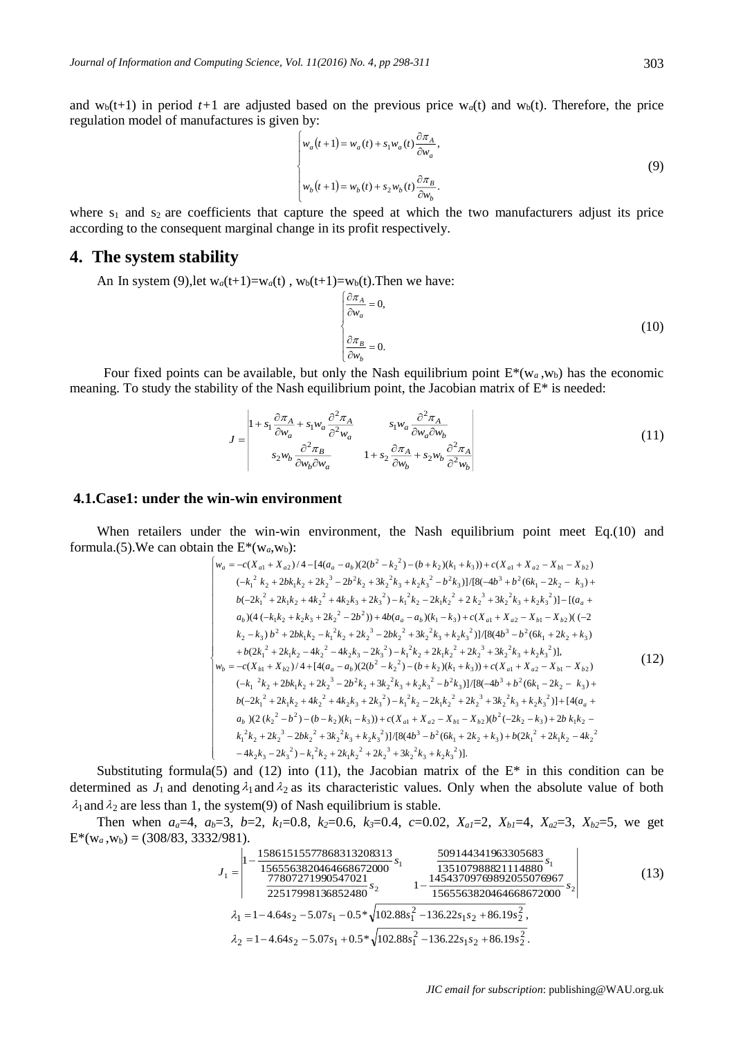and $w_b(t+1)$ in period $t+1$ are adjusted based on the previous price $w_a(t)$ and $w_b(t)$. Therefore, the price regulation model of manufactures is given by:

$$
\begin{cases}
w_a(t+1) = w_a(t) + s_1 w_a(t)\dfrac{\partial \pi_A}{\partial w_a}, \\
w_b(t+1) = w_b(t) + s_2 w_b(t)\dfrac{\partial \pi_B}{\partial w_b}.
\end{cases}
\tag{9}
$$

where $s_1$ and $s_2$ are coefficients that capture the speed at which the two manufacturers adjust its price according to the consequent marginal change in its profit respectively.

## 4. The system stability

An In system (9),let $w_a(t+1)=w_a(t)$ , $w_b(t+1)=w_b(t)$.Then we have:

$$
\begin{cases}
\dfrac{\partial \pi_A}{\partial w_a} = 0, \\
\dfrac{\partial \pi_B}{\partial w_b} = 0.
\end{cases}
\tag{10}
$$

Four fixed points can be available, but only the Nash equilibrium point $E^*(w_a, w_b)$ has the economic meaning. To study the stability of the Nash equilibrium point, the Jacobian matrix of $E^*$ is needed:

$$
J = \begin{vmatrix}
1 + s_1 \dfrac{\partial \pi_A}{\partial w_a} + s_1 w_a \dfrac{\partial^2 \pi_A}{\partial^2 w_a} & s_1 w_a \dfrac{\partial^2 \pi_A}{\partial w_a \partial w_b} \\
s_2 w_b \dfrac{\partial^2 \pi_B}{\partial w_b \partial w_a} & 1 + s_2 \dfrac{\partial \pi_A}{\partial w_b} + s_2 w_b \dfrac{\partial^2 \pi_A}{\partial^2 w_b}
\end{vmatrix}
\tag{11}
$$

### 4.1.Case1: under the win-win environment

When retailers under the win-win environment, the Nash equilibrium point meet Eq.(10) and formula.(5).We can obtain the $E^*(w_a, w_b)$:

$$
\begin{cases}
w_a = -c(X_{a1} + X_{a2})/4 - [4(a_a - a_b)(2(b^2 - k_2^{\,2}) - (b + k_2)(k_1 + k_3)) + c(X_{a1} + X_{a2} - X_{b1} - X_{b2}) \\
\quad (-k_1^{\,2} k_2 + 2bk_1k_2 + 2k_2^{\,3} - 2b^2k_2 + 3k_2^{\,2}k_3 + k_2k_3^{\,2} - b^2k_3)]/[8(-4b^3 + b^2(6k_1 - 2k_2 - \ k_3) + \\
\quad b(-2k_1^{\,2} + 2k_1k_2 + 4k_2^{\,2} + 4k_2k_3 + 2k_3^{\,2}) - k_1^{\,2}k_2 - 2k_1k_2^{\,2} + 2\,k_2^{\,3} + 3k_2^{\,2}k_3 + k_2k_3^{\,2})] - [(a_a + \\
\quad a_b)(4\,(-k_1k_2 + k_2k_3 + 2k_2^{\,2} - 2b^2)) + 4b(a_a - a_b)(k_1 - k_3) + c(X_{a1} + X_{a2} - X_{b1} - X_{b2})(\,(-2 \\
\quad k_2 - k_3)\,b^2 + 2bk_1k_2 - k_1^{\,2}k_2 + 2k_2^{\,3} - 2bk_2^{\,2} + 3k_2^{\,2}k_3 + k_2k_3^{\,2})]/[8(4b^3 - b^2(6k_1 + 2k_2 + k_3) \\
\quad + b(2k_1^{\,2} + 2k_1k_2 - 4k_2^{\,2} - 4k_2k_3 - 2k_3^{\,2}) - k_1^{\,2}k_2 + 2k_1k_2^{\,2} + 2k_2^{\,3} + 3k_2^{\,2}k_3 + k_2k_3^{\,2})], \\
w_b = -c(X_{b1} + X_{b2})/4 + [4(a_a - a_b)(2(b^2 - k_2^{\,2}) - (b + k_2)(k_1 + k_3)) + c(X_{a1} + X_{a2} - X_{b1} - X_{b2}) \\
\quad (-k_1^{\,2}k_2 + 2bk_1k_2 + 2k_2^{\,3} - 2b^2k_2 + 3k_2^{\,2}k_3 + k_2k_3^{\,2} - b^2k_3)]/[8(-4b^3 + b^2(6k_1 - 2k_2 - \ k_3) + \\
\quad b(-2k_1^{\,2} + 2k_1k_2 + 4k_2^{\,2} + 4k_2k_3 + 2k_3^{\,2}) - k_1^{\,2}k_2 - 2k_1k_2^{\,2} + 2k_2^{\,3} + 3k_2^{\,2}k_3 + k_2k_3^{\,2})] + [4(a_a + \\
\quad a_b)(2\,(k_2^{\,2} - b^2) - (b - k_2)(k_1 - k_3)) + c(X_{a1} + X_{a2} - X_{b1} - X_{b2})(b^2(-2k_2 - k_3) + 2b\,k_1k_2 - \\
\quad k_1^{\,2}k_2 + 2k_2^{\,3} - 2bk_2^{\,2} + 3k_2^{\,2}k_3 + k_2k_3^{\,2})]/[8(4b^3 - b^2(6k_1 + 2k_2 + k_3) + b(2k_1^{\,2} + 2k_1k_2 - 4k_2^{\,2} \\
\quad - 4k_2k_3 - 2k_3^{\,2}) - k_1^{\,2}k_2 + 2k_1k_2^{\,2} + 2k_2^{\,3} + 3k_2^{\,2}k_3 + k_2k_3^{\,2})].
\end{cases}
\tag{12}
$$

Substituting formula(5) and (12) into (11), the Jacobian matrix of the $E^*$ in this condition can be determined as $J_1$ and denoting $\lambda_1$ and $\lambda_2$ as its characteristic values. Only when the absolute value of both $\lambda_1$ and $\lambda_2$ are less than 1, the system(9) of Nash equilibrium is stable.

Then when $a_a$=4, $a_b$=3, $b$=2, $k_1$=0.8, $k_2$=0.6, $k_3$=0.4, $c$=0.02, $X_{a1}$=2, $X_{b1}$=4, $X_{a2}$=3, $X_{b2}$=5, we get $E^*(w_a, w_b)$ = (308/83, 3332/981).

$$
J_1 = \begin{vmatrix}
1 - \dfrac{15861515577868313208313}{1565563820464668672000} s_1 & \dfrac{509144341963305683}{135107988821114880} s_1 \\
\dfrac{77807271990547021}{22517998136852480} s_2 & 1 - \dfrac{14543709769892055076967}{1565563820464668672000} s_2
\end{vmatrix}
\tag{13}
$$

$$
\lambda_1 = 1 - 4.64s_2 - 5.07s_1 - 0.5*\sqrt{102.88s_1^2 - 136.22s_1s_2 + 86.19s_2^2}\,,
$$

$$
\lambda_2 = 1 - 4.64s_2 - 5.07s_1 + 0.5*\sqrt{102.88s_1^2 - 136.22s_1s_2 + 86.19s_2^2}\,.
$$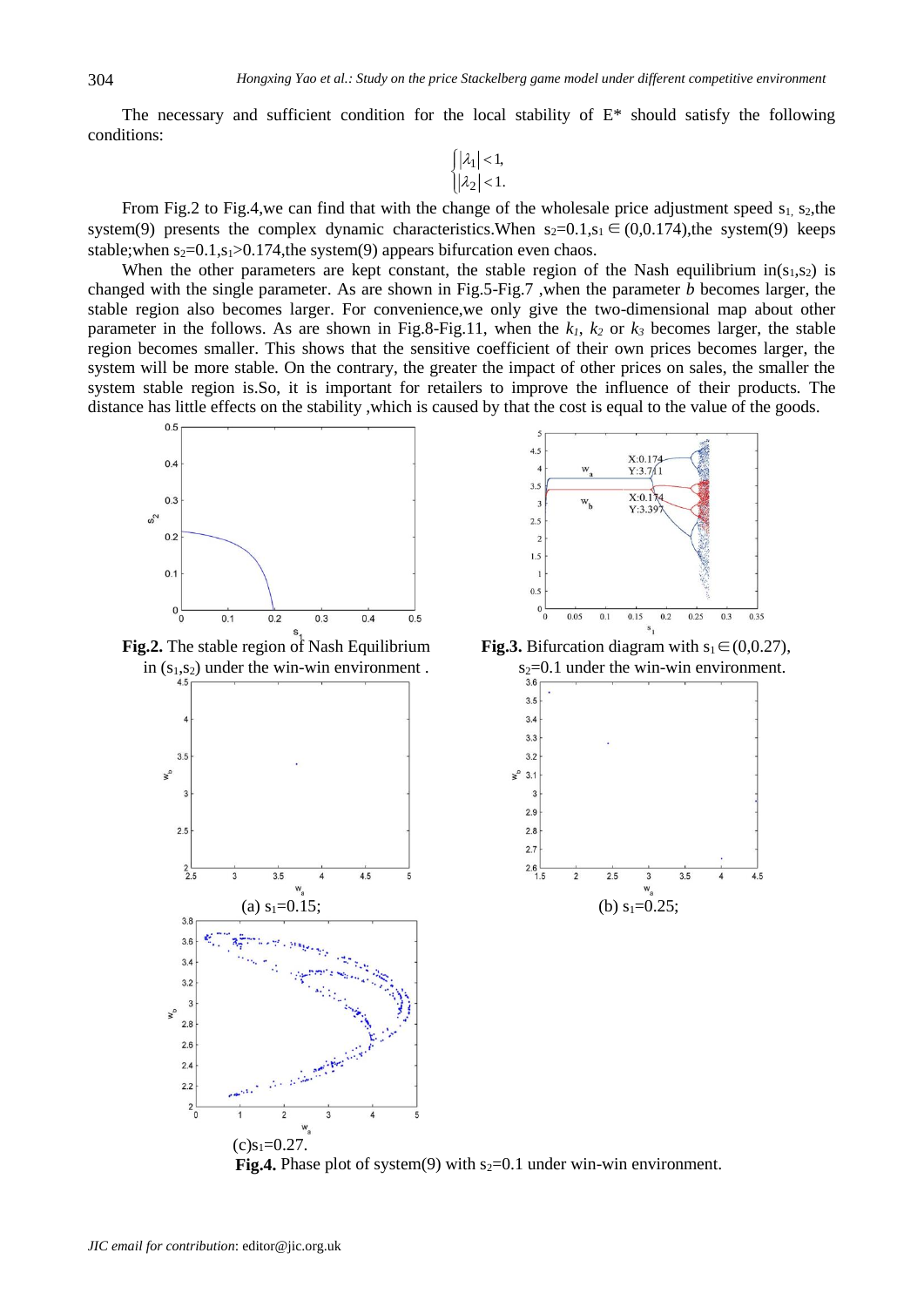The necessary and sufficient condition for the local stability of E* should satisfy the following conditions:

$$\begin{cases} |\lambda_1| < 1, \\ |\lambda_2| < 1. \end{cases}$$

From Fig.2 to Fig.4,we can find that with the change of the wholesale price adjustment speed $s_1$, $s_2$,the system(9) presents the complex dynamic characteristics.When $s_2$=0.1,$s_1 \in (0,0.174)$,the system(9) keeps stable;when $s_2$=0.1,$s_1$>0.174,the system(9) appears bifurcation even chaos.

When the other parameters are kept constant, the stable region of the Nash equilibrium in($s_1$,$s_2$) is changed with the single parameter. As are shown in Fig.5-Fig.7 ,when the parameter *b* becomes larger, the stable region also becomes larger. For convenience,we only give the two-dimensional map about other parameter in the follows. As are shown in Fig.8-Fig.11, when the $k_1$, $k_2$ or $k_3$ becomes larger, the stable region becomes smaller. This shows that the sensitive coefficient of their own prices becomes larger, the system will be more stable. On the contrary, the greater the impact of other prices on sales, the smaller the system stable region is.So, it is important for retailers to improve the influence of their products. The distance has little effects on the stability ,which is caused by that the cost is equal to the value of the goods.

**Fig.2.** The stable region of Nash Equilibrium in ($s_1$,$s_2$) under the win-win environment .

**Fig.3.** Bifurcation diagram with $s_1 \in (0,0.27)$, $s_2$=0.1 under the win-win environment.

(a) $s_1$=0.15;

(b) $s_1$=0.25;

(c)$s_1$=0.27.

**Fig.4.** Phase plot of system(9) with $s_2$=0.1 under win-win environment.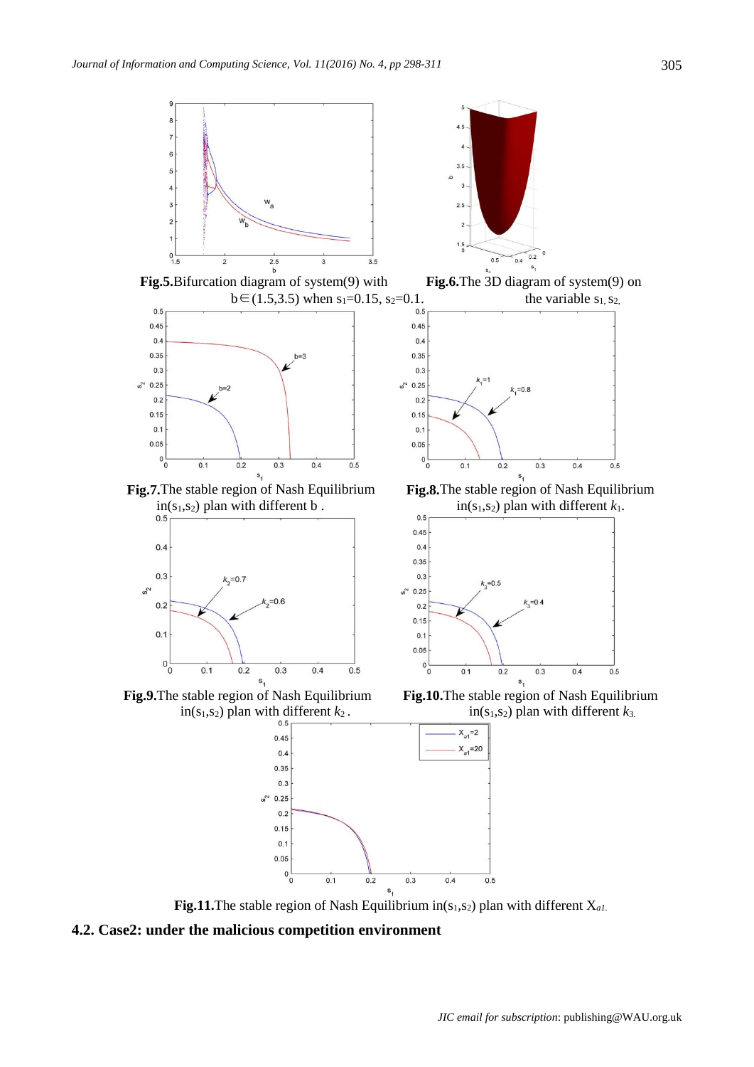**Fig.5.** Bifurcation diagram of system(9) with $b \in (1.5,3.5)$ when $s_1=0.15$, $s_2=0.1$.

**Fig.6.** The 3D diagram of system(9) on the variable $s_1$, $s_2$.

**Fig.7.** The stable region of Nash Equilibrium in($s_1$,$s_2$) plan with different b .

**Fig.8.** The stable region of Nash Equilibrium in($s_1$,$s_2$) plan with different $k_1$.

**Fig.9.** The stable region of Nash Equilibrium in($s_1$,$s_2$) plan with different $k_2$ .

**Fig.10.** The stable region of Nash Equilibrium in($s_1$,$s_2$) plan with different $k_3$.

**Fig.11.** The stable region of Nash Equilibrium in($s_1$,$s_2$) plan with different $X_{a1}$.

### 4.2. Case2: under the malicious competition environment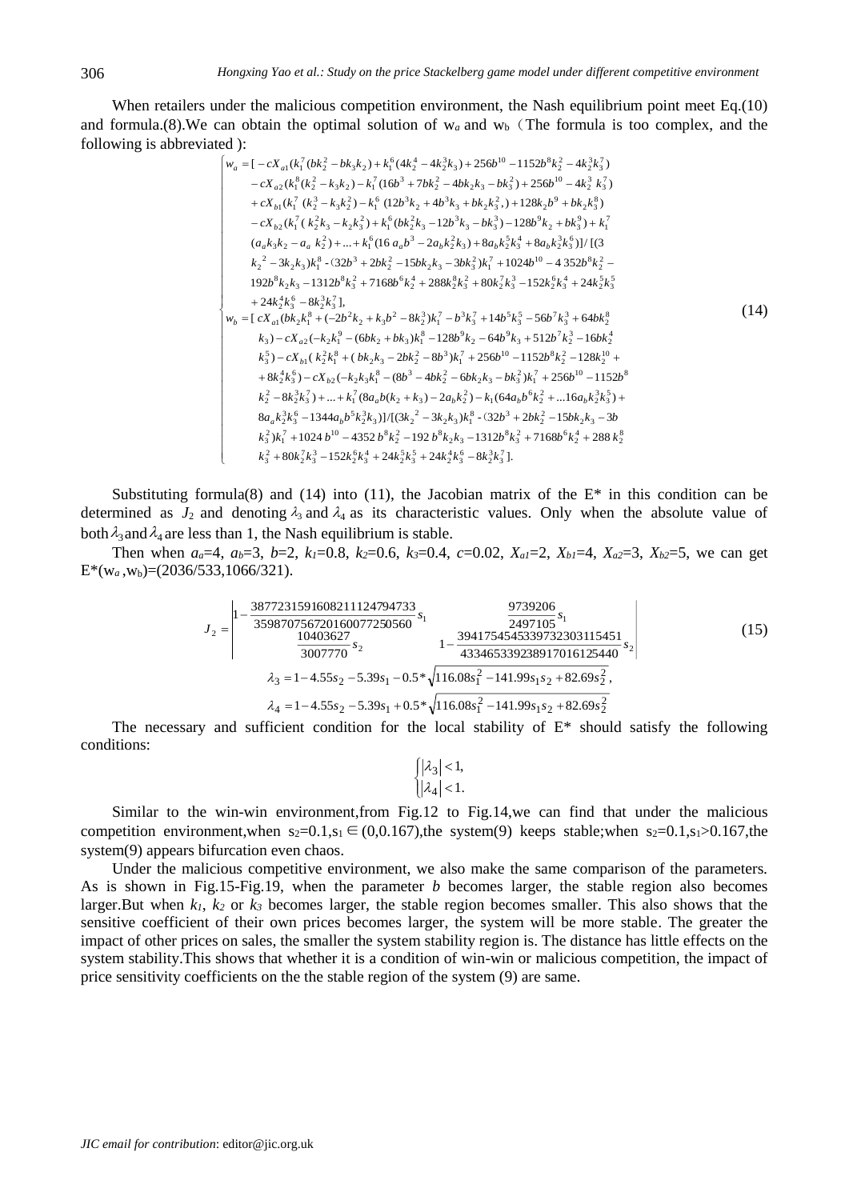When retailers under the malicious competition environment, the Nash equilibrium point meet Eq.(10) and formula.(8).We can obtain the optimal solution of $w_a$ and $w_b$（The formula is too complex, and the following is abbreviated ):

$$
\begin{cases}
w_a = [-cX_{a1}(k_1^7(bk_2^2 - bk_3k_2) + k_1^6(4k_2^4 - 4k_2^3k_3) + 256b^{10} - 1152b^8k_2^2 - 4k_2^3k_3^7) \\
\quad - cX_{a2}(k_1^8(k_2^2 - k_3k_2) - k_1^7(16b^3 + 7bk_2^2 - 4bk_2k_3 - bk_3^2) + 256b^{10} - 4k_2^3 k_3^7) \\
\quad + cX_{b1}(k_1^7(k_2^3 - k_3k_2^2) - k_1^6(12b^3k_2 + 4b^3k_3 + bk_2k_3^2,) + 128k_2b^9 + bk_2k_3^8) \\
\quad - cX_{b2}(k_1^7(k_2^2k_3 - k_2k_3^2) + k_1^6(bk_2^2k_3 - 12b^3k_3 - bk_3^3) - 128b^9k_2 + bk_3^9) + k_1^7 \\
\quad (a_ak_3k_2 - a_a k_2^2) + ... + k_1^6(16 a_ab^3 - 2a_bk_2^2k_3) + 8a_bk_2^5k_3^4 + 8a_bk_2^3k_3^6)] / [(3 \\
\quad k_2^2 - 3k_2k_3)k_1^8 - (32b^3 + 2bk_2^2 - 15bk_2k_3 - 3bk_3^2)k_1^7 + 1024b^{10} - 4\,352b^8k_2^2 - \\
\quad 192b^8k_2k_3 - 1312b^8k_3^2 + 7168b^6k_2^4 + 288k_2^8k_3^2 + 80k_2^7k_3^3 - 152k_2^6k_3^4 + 24k_2^5k_3^5 \\
\quad + 24k_2^4k_3^6 - 8k_2^3k_3^7], \\
w_b = [cX_{a1}(bk_2k_1^8 + (-2b^2k_2 + k_3b^2 - 8k_2^3)k_1^7 - b^3k_3^7 + 14b^5k_3^5 - 56b^7k_3^3 + 64bk_2^8 \\
\quad k_3) - cX_{a2}(-k_2k_1^9 - (6bk_2 + bk_3)k_1^8 - 128b^9k_2 - 64b^9k_3 + 512b^7k_2^3 - 16bk_2^4 \\
\quad k_3^5) - cX_{b1}(k_2^2k_1^8 + (bk_2k_3 - 2bk_2^2 - 8b^3)k_1^7 + 256b^{10} - 1152b^8k_2^2 - 128k_2^{10} + \\
\quad + 8k_2^4k_3^6) - cX_{b2}(-k_2k_3k_1^8 - (8b^3 - 4bk_2^2 - 6bk_2k_3 - bk_3^2)k_1^7 + 256b^{10} - 1152b^8 \\
\quad k_2^2 - 8k_2^3k_3^7) + ... + k_1^7(8a_ab(k_2 + k_3) - 2a_bk_2^2) - k_1(64a_bb^6k_2^2 + ...16a_bk_2^3k_3^5) + \\
\quad 8a_ak_2^3k_3^6 - 1344a_bb^5k_2^3k_3)] / [(3k_2^2 - 3k_2k_3)k_1^8 - (32b^3 + 2bk_2^2 - 15bk_2k_3 - 3b \\
\quad k_3^2)k_1^7 + 1024\,b^{10} - 4352\,b^8k_2^2 - 192\,b^8k_2k_3 - 1312b^8k_3^2 + 7168b^6k_2^4 + 288\,k_2^8 \\
\quad k_3^2 + 80k_2^7k_3^3 - 152k_2^6k_3^4 + 24k_2^5k_3^5 + 24k_2^4k_3^6 - 8k_2^3k_3^7].
\end{cases}
\tag{14}
$$

Substituting formula(8) and (14) into (11), the Jacobian matrix of the E* in this condition can be determined as $J_2$ and denoting $\lambda_3$ and $\lambda_4$ as its characteristic values. Only when the absolute value of both $\lambda_3$ and $\lambda_4$ are less than 1, the Nash equilibrium is stable.

Then when $a_a$=4, $a_b$=3, $b$=2, $k_1$=0.8, $k_2$=0.6, $k_3$=0.4, $c$=0.02, $X_{a1}$=2, $X_{b1}$=4, $X_{a2}$=3, $X_{b2}$=5, we can get E*($w_a$ ,$w_b$)=(2036/533,1066/321).

$$
J_2 = \begin{vmatrix} 1 - \frac{3877231591608211124794733}{3598707567201600772505 60}s_1 & \frac{9739206}{2497105}s_1 \\ \frac{10403627}{3007770}s_2 & 1 - \frac{3941754545339732303115451}{4334653392389170161254 40}s_2 \end{vmatrix}
\tag{15}
$$

$$
\lambda_3 = 1 - 4.55s_2 - 5.39s_1 - 0.5 * \sqrt{116.08s_1^2 - 141.99s_1s_2 + 82.69s_2^2},
$$

$$
\lambda_4 = 1 - 4.55s_2 - 5.39s_1 + 0.5 * \sqrt{116.08s_1^2 - 141.99s_1s_2 + 82.69s_2^2}
$$

The necessary and sufficient condition for the local stability of E* should satisfy the following conditions:

$$
\begin{cases} |\lambda_3| < 1, \\ |\lambda_4| < 1. \end{cases}
$$

Similar to the win-win environment,from Fig.12 to Fig.14,we can find that under the malicious competition environment,when $s_2$=0.1,$s_1 \in (0,0.167)$,the system(9) keeps stable;when $s_2$=0.1,$s_1$>0.167,the system(9) appears bifurcation even chaos.

Under the malicious competitive environment, we also make the same comparison of the parameters. As is shown in Fig.15-Fig.19, when the parameter $b$ becomes larger, the stable region also becomes larger.But when $k_1$, $k_2$ or $k_3$ becomes larger, the stable region becomes smaller. This also shows that the sensitive coefficient of their own prices becomes larger, the system will be more stable. The greater the impact of other prices on sales, the smaller the system stability region is. The distance has little effects on the system stability.This shows that whether it is a condition of win-win or malicious competition, the impact of price sensitivity coefficients on the the stable region of the system (9) are same.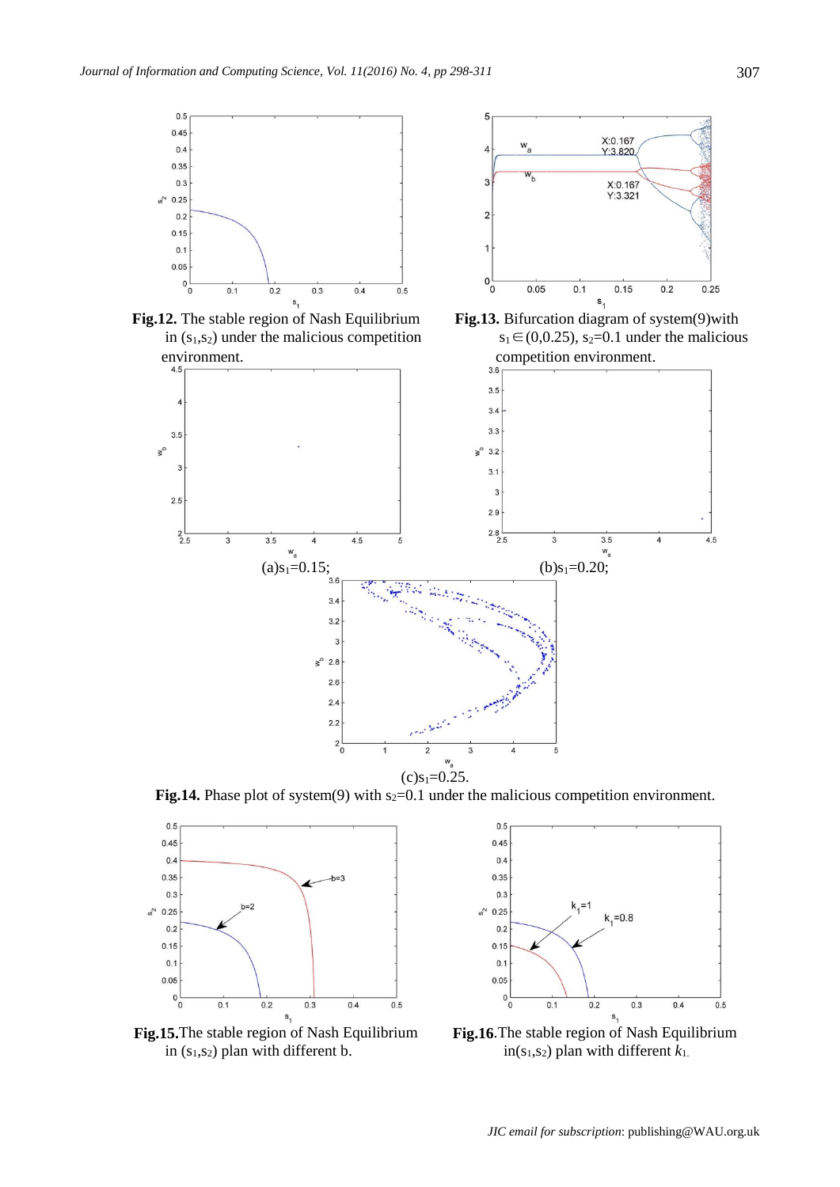**Fig.12.** The stable region of Nash Equilibrium in ($s_1$,$s_2$) under the malicious competition environment.

**Fig.13.** Bifurcation diagram of system(9)with $s_1 \in (0,0.25)$, $s_2$=0.1 under the malicious competition environment.

(a)$s_1$=0.15;

(b)$s_1$=0.20;

(c)$s_1$=0.25.

**Fig.14.** Phase plot of system(9) with $s_2$=0.1 under the malicious competition environment.

**Fig.15.**The stable region of Nash Equilibrium in ($s_1$,$s_2$) plan with different b.

**Fig.16**.The stable region of Nash Equilibrium in($s_1$,$s_2$) plan with different $k_1$.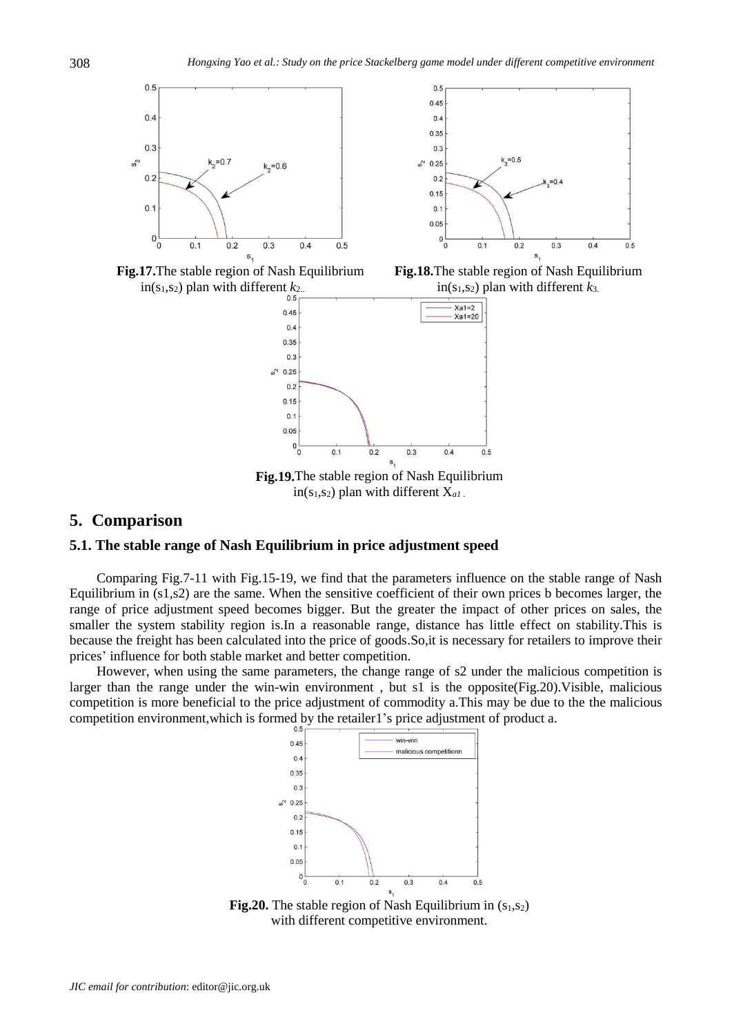**Fig.17.** The stable region of Nash Equilibrium in($s_1$,$s_2$) plan with different $k_2$.

**Fig.18.** The stable region of Nash Equilibrium in($s_1$,$s_2$) plan with different $k_3$.

**Fig.19.** The stable region of Nash Equilibrium in($s_1$,$s_2$) plan with different $X_{a1}$.

## 5. Comparison

### 5.1. The stable range of Nash Equilibrium in price adjustment speed

Comparing Fig.7-11 with Fig.15-19, we find that the parameters influence on the stable range of Nash Equilibrium in (s1,s2) are the same. When the sensitive coefficient of their own prices b becomes larger, the range of price adjustment speed becomes bigger. But the greater the impact of other prices on sales, the smaller the system stability region is.In a reasonable range, distance has little effect on stability.This is because the freight has been calculated into the price of goods.So,it is necessary for retailers to improve their prices' influence for both stable market and better competition.

However, when using the same parameters, the change range of s2 under the malicious competition is larger than the range under the win-win environment , but s1 is the opposite(Fig.20).Visible, malicious competition is more beneficial to the price adjustment of commodity a.This may be due to the the malicious competition environment,which is formed by the retailer1's price adjustment of product a.

**Fig.20.** The stable region of Nash Equilibrium in ($s_1$,$s_2$) with different competitive environment.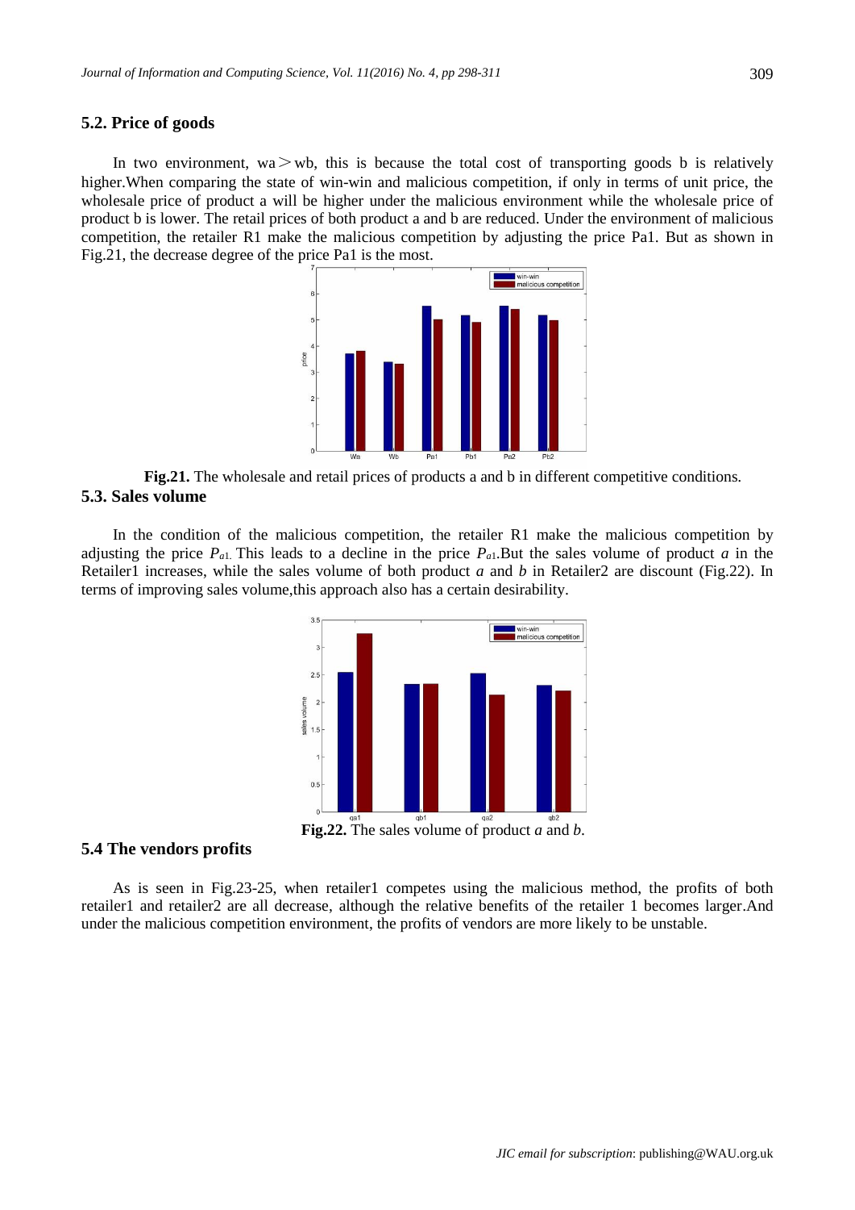### 5.2. Price of goods

In two environment, wa＞wb, this is because the total cost of transporting goods b is relatively higher.When comparing the state of win-win and malicious competition, if only in terms of unit price, the wholesale price of product a will be higher under the malicious environment while the wholesale price of product b is lower. The retail prices of both product a and b are reduced. Under the environment of malicious competition, the retailer R1 make the malicious competition by adjusting the price Pa1. But as shown in Fig.21, the decrease degree of the price Pa1 is the most.

**Fig.21.** The wholesale and retail prices of products a and b in different competitive conditions.

### 5.3. Sales volume

In the condition of the malicious competition, the retailer R1 make the malicious competition by adjusting the price $P_{a1}$. This leads to a decline in the price $P_{a1}$.But the sales volume of product *a* in the Retailer1 increases, while the sales volume of both product *a* and *b* in Retailer2 are discount (Fig.22). In terms of improving sales volume,this approach also has a certain desirability.

**Fig.22.** The sales volume of product *a* and *b*.

### 5.4 The vendors profits

As is seen in Fig.23-25, when retailer1 competes using the malicious method, the profits of both retailer1 and retailer2 are all decrease, although the relative benefits of the retailer 1 becomes larger.And under the malicious competition environment, the profits of vendors are more likely to be unstable.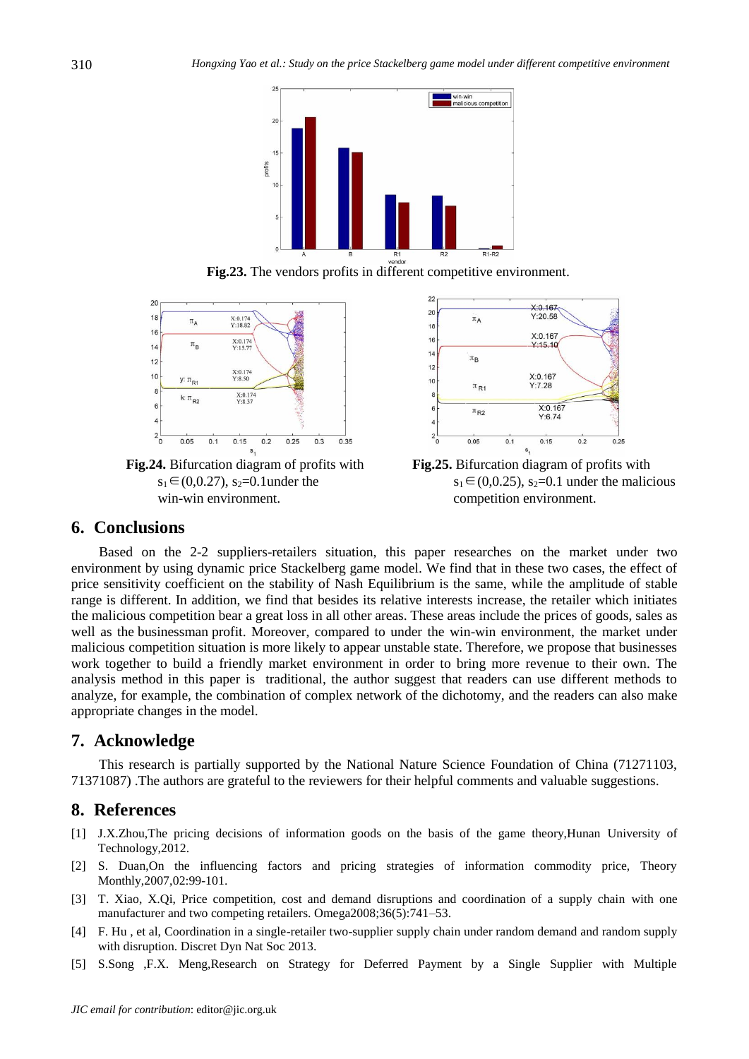**Fig.23.** The vendors profits in different competitive environment.

**Fig.24.** Bifurcation diagram of profits with $s_1 \in (0,0.27)$, $s_2=0.1$under the win-win environment.

**Fig.25.** Bifurcation diagram of profits with $s_1 \in (0,0.25)$, $s_2=0.1$ under the malicious competition environment.

## 6. Conclusions

Based on the 2-2 suppliers-retailers situation, this paper researches on the market under two environment by using dynamic price Stackelberg game model. We find that in these two cases, the effect of price sensitivity coefficient on the stability of Nash Equilibrium is the same, while the amplitude of stable range is different. In addition, we find that besides its relative interests increase, the retailer which initiates the malicious competition bear a great loss in all other areas. These areas include the prices of goods, sales as well as the businessman profit. Moreover, compared to under the win-win environment, the market under malicious competition situation is more likely to appear unstable state. Therefore, we propose that businesses work together to build a friendly market environment in order to bring more revenue to their own. The analysis method in this paper is traditional, the author suggest that readers can use different methods to analyze, for example, the combination of complex network of the dichotomy, and the readers can also make appropriate changes in the model.

## 7. Acknowledge

This research is partially supported by the National Nature Science Foundation of China (71271103, 71371087) .The authors are grateful to the reviewers for their helpful comments and valuable suggestions.

## 8. References

[1] J.X.Zhou,The pricing decisions of information goods on the basis of the game theory,Hunan University of Technology,2012.

[2] S. Duan,On the influencing factors and pricing strategies of information commodity price, Theory Monthly,2007,02:99-101.

[3] T. Xiao, X.Qi, Price competition, cost and demand disruptions and coordination of a supply chain with one manufacturer and two competing retailers. Omega2008;36(5):741–53.

[4] F. Hu , et al, Coordination in a single-retailer two-supplier supply chain under random demand and random supply with disruption. Discret Dyn Nat Soc 2013.

[5] S.Song ,F.X. Meng,Research on Strategy for Deferred Payment by a Single Supplier with Multiple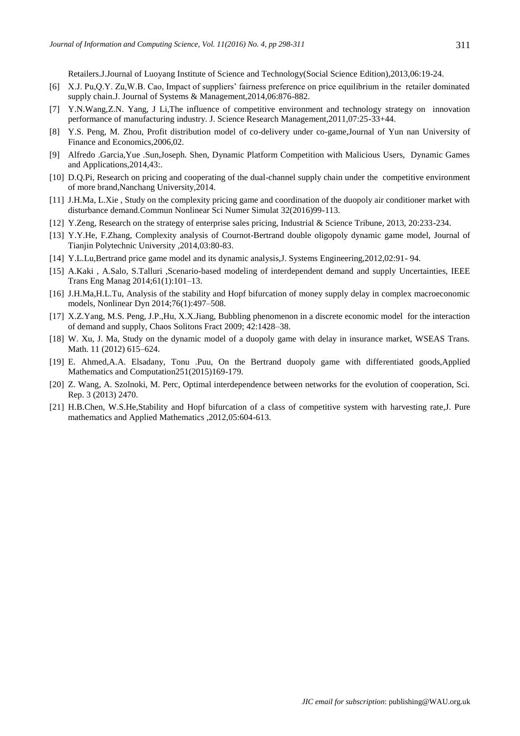Retailers.J.Journal of Luoyang Institute of Science and Technology(Social Science Edition),2013,06:19-24.

[6] X.J. Pu,Q.Y. Zu,W.B. Cao, Impact of suppliers' fairness preference on price equilibrium in the retailer dominated supply chain.J. Journal of Systems & Management,2014,06:876-882.

[7] Y.N.Wang,Z.N. Yang, J Li,The influence of competitive environment and technology strategy on innovation performance of manufacturing industry. J. Science Research Management,2011,07:25-33+44.

[8] Y.S. Peng, M. Zhou, Profit distribution model of co-delivery under co-game,Journal of Yun nan University of Finance and Economics,2006,02.

[9] Alfredo .Garcia,Yue .Sun,Joseph. Shen, Dynamic Platform Competition with Malicious Users, Dynamic Games and Applications,2014,43:.

[10] D.Q.Pi, Research on pricing and cooperating of the dual-channel supply chain under the competitive environment of more brand,Nanchang University,2014.

[11] J.H.Ma, L.Xie , Study on the complexity pricing game and coordination of the duopoly air conditioner market with disturbance demand.Commun Nonlinear Sci Numer Simulat 32(2016)99-113.

[12] Y.Zeng, Research on the strategy of enterprise sales pricing, Industrial & Science Tribune, 2013, 20:233-234.

[13] Y.Y.He, F.Zhang, Complexity analysis of Cournot-Bertrand double oligopoly dynamic game model, Journal of Tianjin Polytechnic University ,2014,03:80-83.

[14] Y.L.Lu,Bertrand price game model and its dynamic analysis,J. Systems Engineering,2012,02:91- 94.

[15] A.Kaki , A.Salo, S.Talluri ,Scenario-based modeling of interdependent demand and supply Uncertainties, IEEE Trans Eng Manag 2014;61(1):101–13.

[16] J.H.Ma,H.L.Tu, Analysis of the stability and Hopf bifurcation of money supply delay in complex macroeconomic models, Nonlinear Dyn 2014;76(1):497–508.

[17] X.Z.Yang, M.S. Peng, J.P.,Hu, X.X.Jiang, Bubbling phenomenon in a discrete economic model for the interaction of demand and supply, Chaos Solitons Fract 2009; 42:1428–38.

[18] W. Xu, J. Ma, Study on the dynamic model of a duopoly game with delay in insurance market, WSEAS Trans. Math. 11 (2012) 615–624.

[19] E. Ahmed,A.A. Elsadany, Tonu .Puu, On the Bertrand duopoly game with differentiated goods,Applied Mathematics and Computation251(2015)169-179.

[20] Z. Wang, A. Szolnoki, M. Perc, Optimal interdependence between networks for the evolution of cooperation, Sci. Rep. 3 (2013) 2470.

[21] H.B.Chen, W.S.He,Stability and Hopf bifurcation of a class of competitive system with harvesting rate,J. Pure mathematics and Applied Mathematics ,2012,05:604-613.